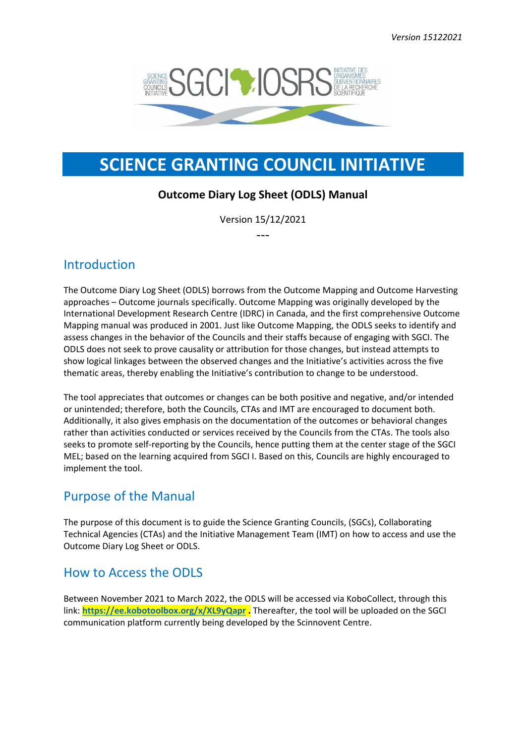*Version 15122021*

# SCIENCE GRANTING COUNCIL INITIATIVE

**Outcome Diary Log Sheet (ODLS) Manual**

Version 15/12/2021

---

## Introduction

The Outcome Diary Log Sheet (ODLS) borrows from the Outcome Mapping and Outcome Harvesting approaches – Outcome journals specifically. Outcome Mapping was originally developed by the International Development Research Centre (IDRC) in Canada, and the first comprehensive Outcome Mapping manual was produced in 2001. Just like Outcome Mapping, the ODLS seeks to identify and assess changes in the behavior of the Councils and their staffs because of engaging with SGCI. The ODLS does not seek to prove causality or attribution for those changes, but instead attempts to show logical linkages between the observed changes and the Initiative's activities across the five thematic areas, thereby enabling the Initiative's contribution to change to be understood.

The tool appreciates that outcomes or changes can be both positive and negative, and/or intended or unintended; therefore, both the Councils, CTAs and IMT are encouraged to document both. Additionally, it also gives emphasis on the documentation of the outcomes or behavioral changes rather than activities conducted or services received by the Councils from the CTAs. The tools also seeks to promote self-reporting by the Councils, hence putting them at the center stage of the SGCI MEL; based on the learning acquired from SGCI I. Based on this, Councils are highly encouraged to implement the tool.

## Purpose of the Manual

The purpose of this document is to guide the Science Granting Councils, (SGCs), Collaborating Technical Agencies (CTAs) and the Initiative Management Team (IMT) on how to access and use the Outcome Diary Log Sheet or ODLS.

## How to Access the ODLS

Between November 2021 to March 2022, the ODLS will be accessed via KoboCollect, through this link: **https://ee.kobotoolbox.org/x/XL9yQapr .** Thereafter, the tool will be uploaded on the SGCI communication platform currently being developed by the Scinnovent Centre.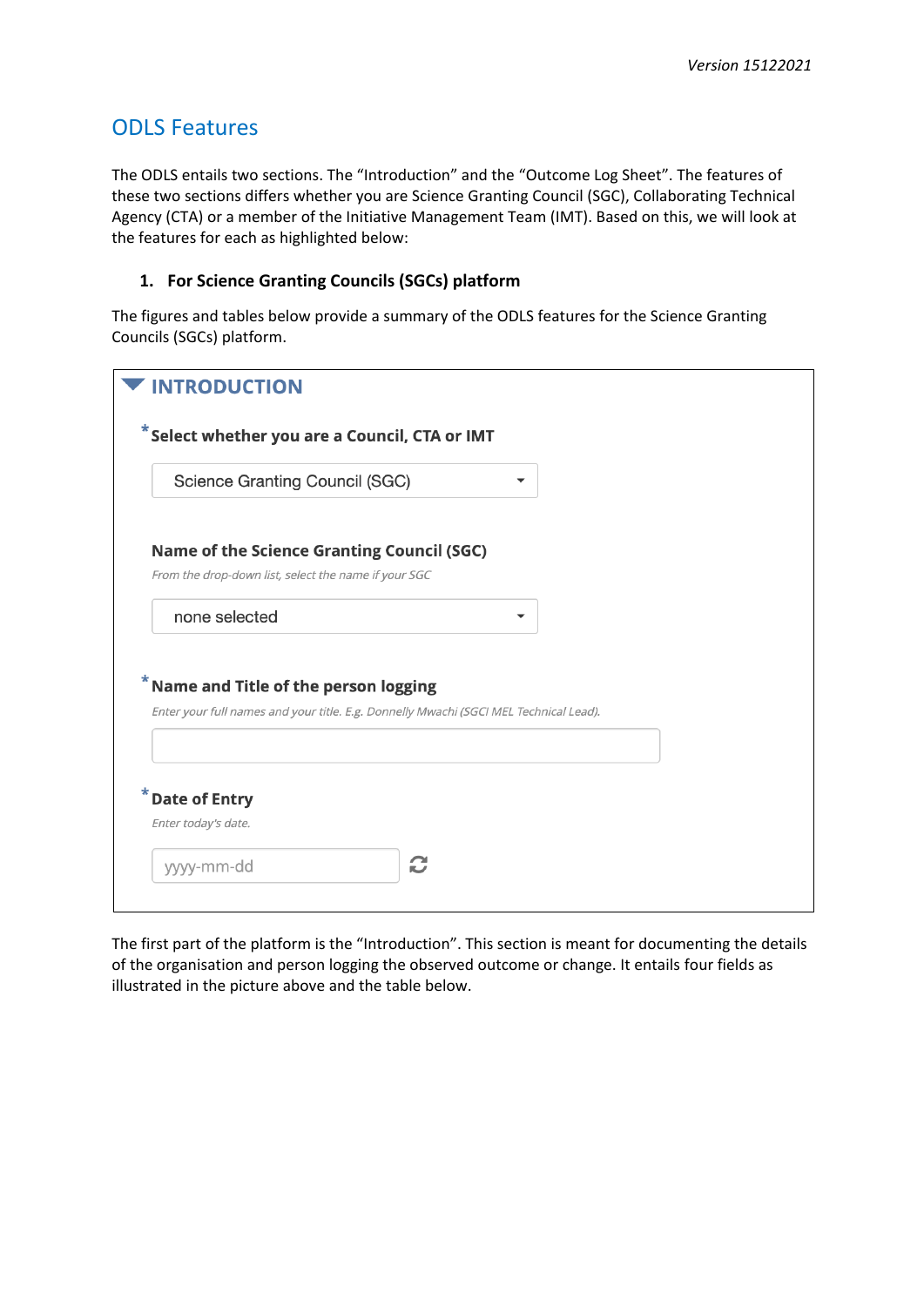## ODLS Features

The ODLS entails two sections. The "Introduction" and the "Outcome Log Sheet". The features of these two sections differs whether you are Science Granting Council (SGC), Collaborating Technical Agency (CTA) or a member of the Initiative Management Team (IMT). Based on this, we will look at the features for each as highlighted below:

### 1. For Science Granting Councils (SGCs) platform

The figures and tables below provide a summary of the ODLS features for the Science Granting Councils (SGCs) platform.

**INTRODUCTION**

*Select whether you are a Council, CTA or IMT

Science Granting Council (SGC)

**Name of the Science Granting Council (SGC)**

*From the drop-down list, select the name if your SGC*

none selected

*Name and Title of the person logging

*Enter your full names and your title. E.g. Donnelly Mwachi (SGCI MEL Technical Lead).*

*Date of Entry

*Enter today's date.*

yyyy-mm-dd

The first part of the platform is the "Introduction". This section is meant for documenting the details of the organisation and person logging the observed outcome or change. It entails four fields as illustrated in the picture above and the table below.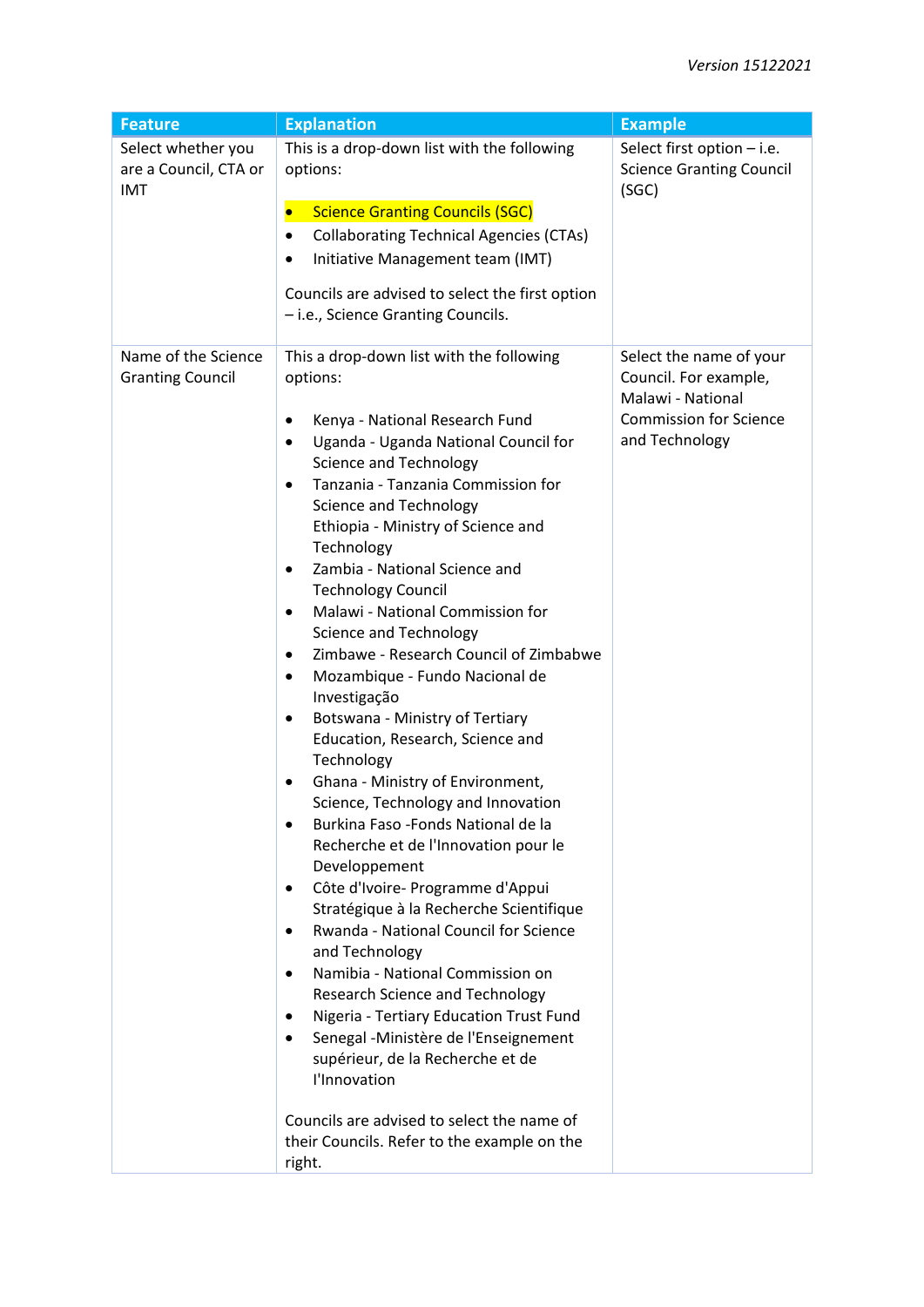| Feature | Explanation | Example |
|---|---|---|
| Select whether you are a Council, CTA or IMT | This is a drop-down list with the following options:<br><br>• Science Granting Councils (SGC)<br>• Collaborating Technical Agencies (CTAs)<br>• Initiative Management team (IMT)<br><br>Councils are advised to select the first option – i.e., Science Granting Councils. | Select first option – i.e. Science Granting Council (SGC) |
| Name of the Science Granting Council | This a drop-down list with the following options:<br><br>• Kenya - National Research Fund<br>• Uganda - Uganda National Council for Science and Technology<br>• Tanzania - Tanzania Commission for Science and Technology Ethiopia - Ministry of Science and Technology<br>• Zambia - National Science and Technology Council<br>• Malawi - National Commission for Science and Technology<br>• Zimbawe - Research Council of Zimbabwe<br>• Mozambique - Fundo Nacional de Investigação<br>• Botswana - Ministry of Tertiary Education, Research, Science and Technology<br>• Ghana - Ministry of Environment, Science, Technology and Innovation<br>• Burkina Faso -Fonds National de la Recherche et de l'Innovation pour le Developpement<br>• Côte d'Ivoire- Programme d'Appui Stratégique à la Recherche Scientifique<br>• Rwanda - National Council for Science and Technology<br>• Namibia - National Commission on Research Science and Technology<br>• Nigeria - Tertiary Education Trust Fund<br>• Senegal -Ministère de l'Enseignement supérieur, de la Recherche et de l'Innovation<br><br>Councils are advised to select the name of their Councils. Refer to the example on the right. | Select the name of your Council. For example, Malawi - National Commission for Science and Technology |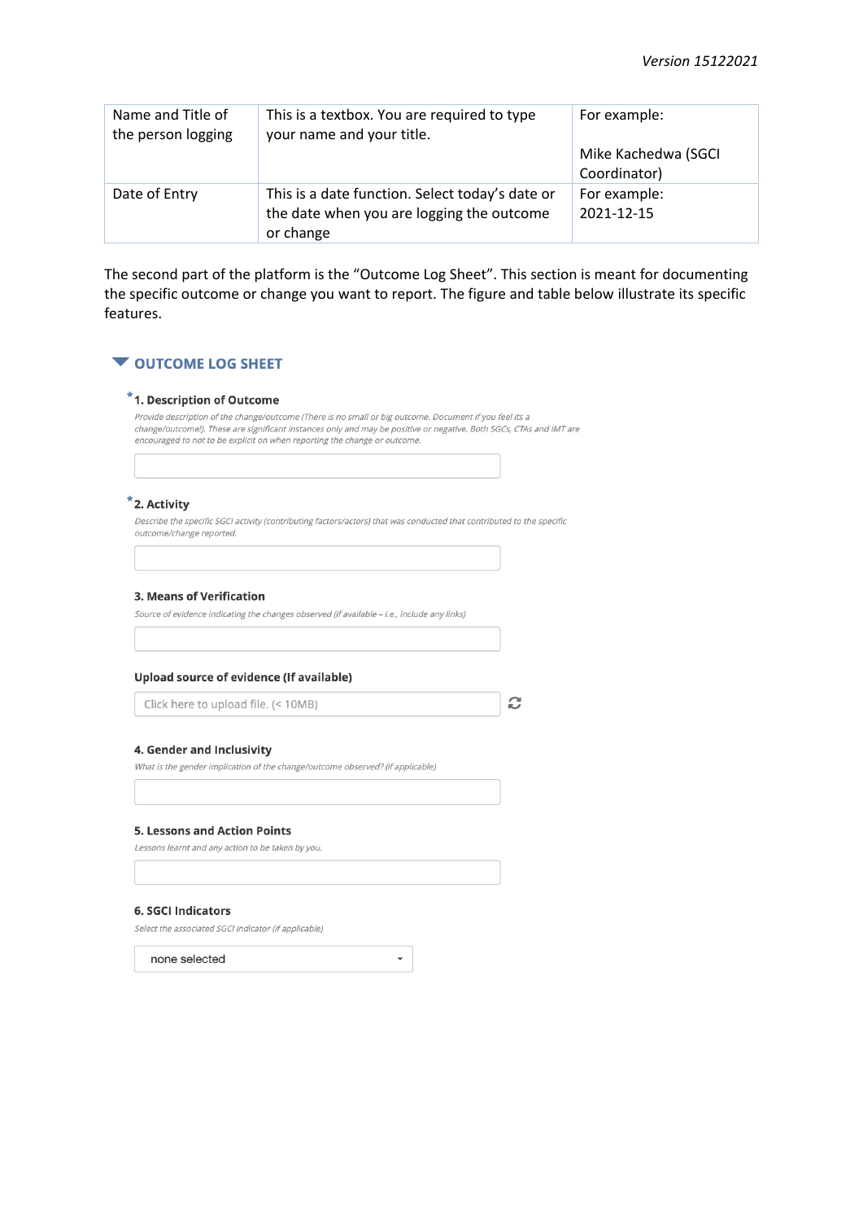| Name and Title of the person logging | This is a textbox. You are required to type your name and your title. | For example:<br><br>Mike Kachedwa (SGCI Coordinator) |
|---|---|---|
| Date of Entry | This is a date function. Select today's date or the date when you are logging the outcome or change | For example:<br>2021-12-15 |

The second part of the platform is the "Outcome Log Sheet". This section is meant for documenting the specific outcome or change you want to report. The figure and table below illustrate its specific features.

## OUTCOME LOG SHEET

**\*1. Description of Outcome**

*Provide description of the change/outcome (There is no small or big outcome. Document if you feel its a change/outcome!). These are significant instances only and may be positive or negative. Both SGCs, CTAs and IMT are encouraged to not to be explicit on when reporting the change or outcome.*

**\*2. Activity**

*Describe the specific SGCI activity (contributing factors/actors) that was conducted that contributed to the specific outcome/change reported.*

**3. Means of Verification**

*Source of evidence indicating the changes observed (if available – i.e., include any links)*

**Upload source of evidence (If available)**

Click here to upload file. (< 10MB)

**4. Gender and Inclusivity**

*What is the gender implication of the change/outcome observed? (if applicable)*

**5. Lessons and Action Points**

*Lessons learnt and any action to be taken by you.*

**6. SGCI Indicators**

*Select the associated SGCI indicator (if applicable)*

none selected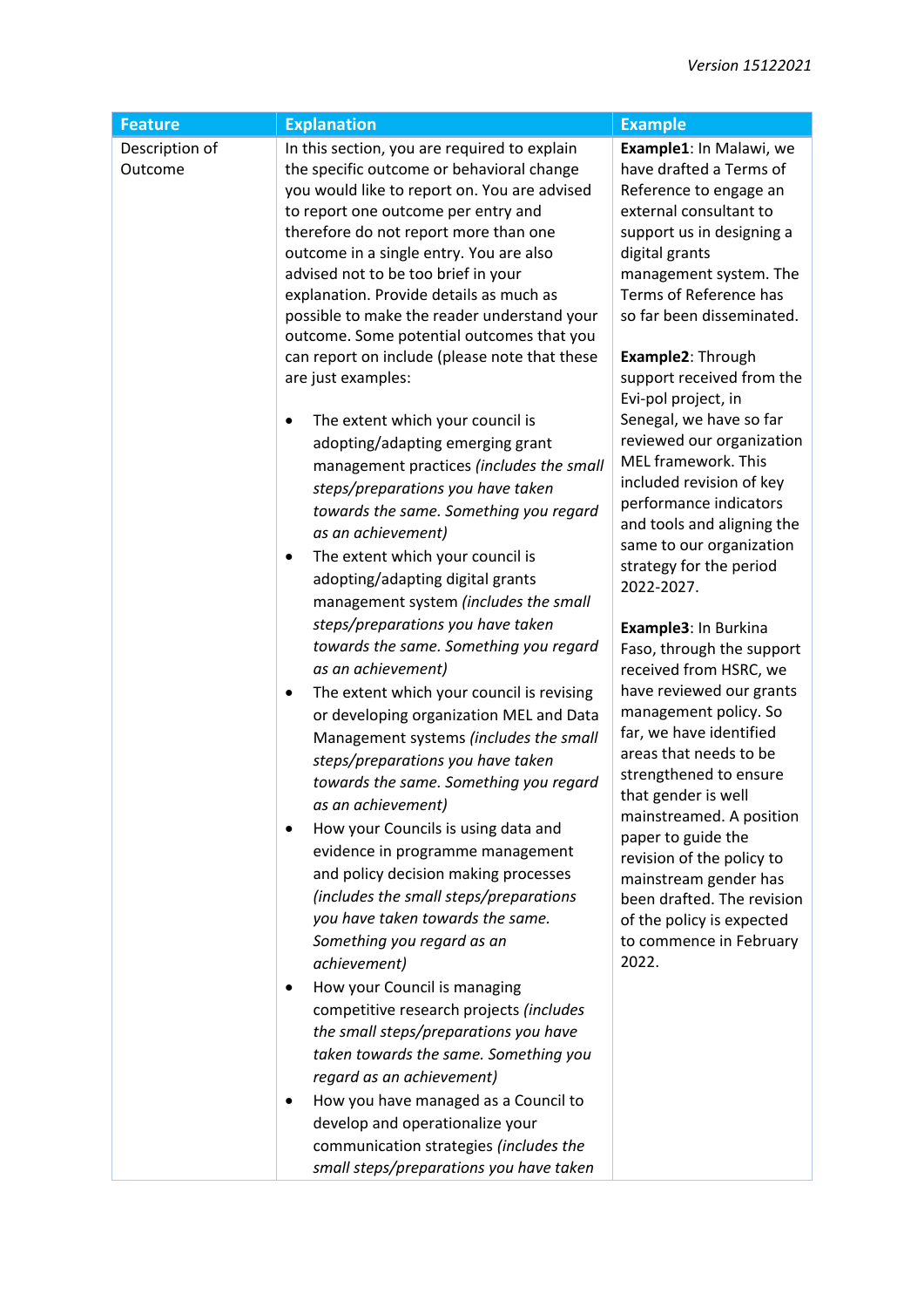| Feature | Explanation | Example |
|---|---|---|
| Description of Outcome | In this section, you are required to explain the specific outcome or behavioral change you would like to report on. You are advised to report one outcome per entry and therefore do not report more than one outcome in a single entry. You are also advised not to be too brief in your explanation. Provide details as much as possible to make the reader understand your outcome. Some potential outcomes that you can report on include (please note that these are just examples:<br><br>• The extent which your council is adopting/adapting emerging grant management practices *(includes the small steps/preparations you have taken towards the same. Something you regard as an achievement)*<br>• The extent which your council is adopting/adapting digital grants management system *(includes the small steps/preparations you have taken towards the same. Something you regard as an achievement)*<br>• The extent which your council is revising or developing organization MEL and Data Management systems *(includes the small steps/preparations you have taken towards the same. Something you regard as an achievement)*<br>• How your Councils is using data and evidence in programme management and policy decision making processes *(includes the small steps/preparations you have taken towards the same. Something you regard as an achievement)*<br>• How your Council is managing competitive research projects *(includes the small steps/preparations you have taken towards the same. Something you regard as an achievement)*<br>• How you have managed as a Council to develop and operationalize your communication strategies *(includes the small steps/preparations you have taken* | **Example1**: In Malawi, we have drafted a Terms of Reference to engage an external consultant to support us in designing a digital grants management system. The Terms of Reference has so far been disseminated.<br><br>**Example2**: Through support received from the Evi-pol project, in Senegal, we have so far reviewed our organization MEL framework. This included revision of key performance indicators and tools and aligning the same to our organization strategy for the period 2022-2027.<br><br>**Example3**: In Burkina Faso, through the support received from HSRC, we have reviewed our grants management policy. So far, we have identified areas that needs to be strengthened to ensure that gender is well mainstreamed. A position paper to guide the revision of the policy to mainstream gender has been drafted. The revision of the policy is expected to commence in February 2022. |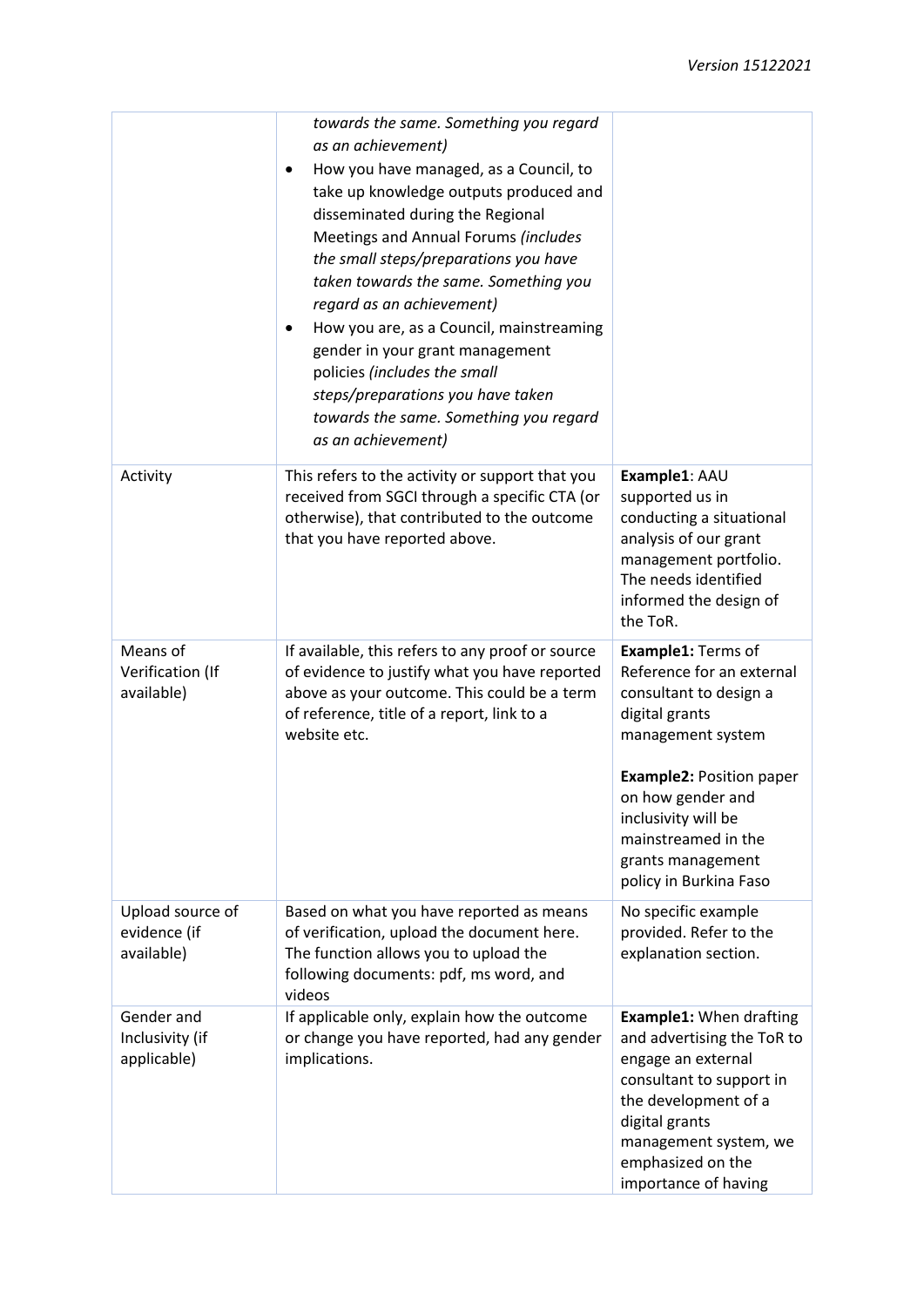| | | |
|---|---|---|
| | *towards the same. Something you regard as an achievement)*<br>• How you have managed, as a Council, to take up knowledge outputs produced and disseminated during the Regional Meetings and Annual Forums *(includes the small steps/preparations you have taken towards the same. Something you regard as an achievement)*<br>• How you are, as a Council, mainstreaming gender in your grant management policies *(includes the small steps/preparations you have taken towards the same. Something you regard as an achievement)* | |
| Activity | This refers to the activity or support that you received from SGCI through a specific CTA (or otherwise), that contributed to the outcome that you have reported above. | **Example1**: AAU supported us in conducting a situational analysis of our grant management portfolio. The needs identified informed the design of the ToR. |
| Means of Verification (If available) | If available, this refers to any proof or source of evidence to justify what you have reported above as your outcome. This could be a term of reference, title of a report, link to a website etc. | **Example1:** Terms of Reference for an external consultant to design a digital grants management system<br><br>**Example2:** Position paper on how gender and inclusivity will be mainstreamed in the grants management policy in Burkina Faso |
| Upload source of evidence (if available) | Based on what you have reported as means of verification, upload the document here. The function allows you to upload the following documents: pdf, ms word, and videos | No specific example provided. Refer to the explanation section. |
| Gender and Inclusivity (if applicable) | If applicable only, explain how the outcome or change you have reported, had any gender implications. | **Example1:** When drafting and advertising the ToR to engage an external consultant to support in the development of a digital grants management system, we emphasized on the importance of having |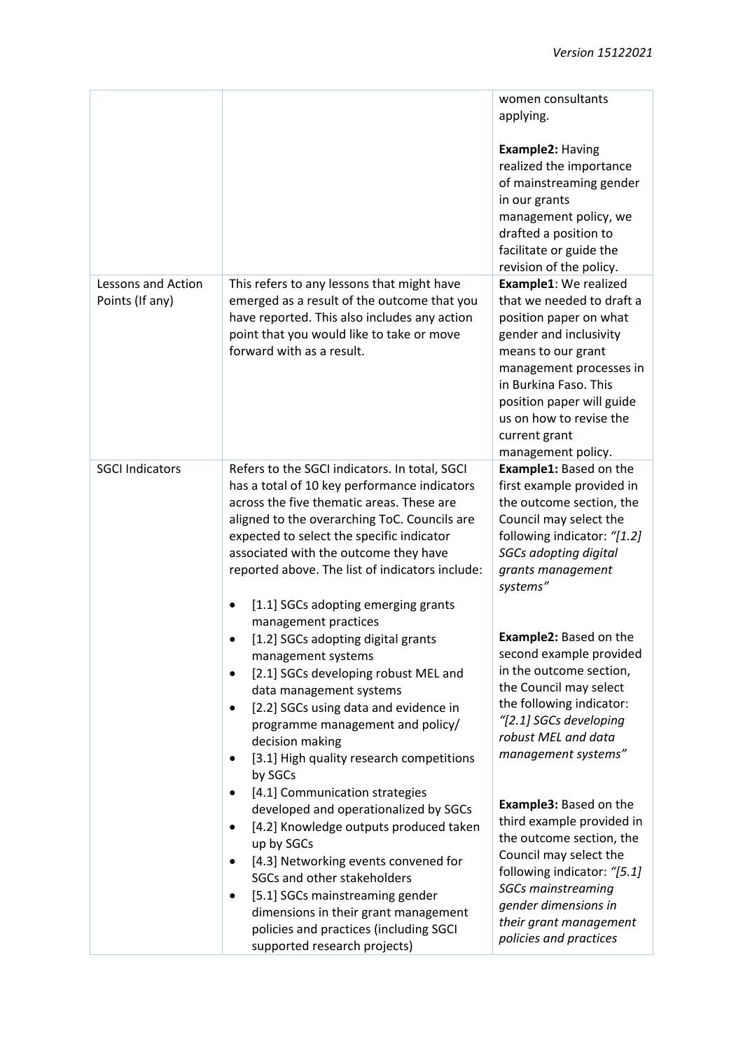| | | |
|---|---|---|
| | | women consultants applying.<br><br>**Example2:** Having realized the importance of mainstreaming gender in our grants management policy, we drafted a position to facilitate or guide the revision of the policy. |
| Lessons and Action Points (If any) | This refers to any lessons that might have emerged as a result of the outcome that you have reported. This also includes any action point that you would like to take or move forward with as a result. | **Example1**: We realized that we needed to draft a position paper on what gender and inclusivity means to our grant management processes in Burkina Faso. This position paper will guide us on how to revise the current grant management policy. |
| SGCI Indicators | Refers to the SGCI indicators. In total, SGCI has a total of 10 key performance indicators across the five thematic areas. These are aligned to the overarching ToC. Councils are expected to select the specific indicator associated with the outcome they have reported above. The list of indicators include:<br><br>• [1.1] SGCs adopting emerging grants management practices<br>• [1.2] SGCs adopting digital grants management systems<br>• [2.1] SGCs developing robust MEL and data management systems<br>• [2.2] SGCs using data and evidence in programme management and policy/ decision making<br>• [3.1] High quality research competitions by SGCs<br>• [4.1] Communication strategies developed and operationalized by SGCs<br>• [4.2] Knowledge outputs produced taken up by SGCs<br>• [4.3] Networking events convened for SGCs and other stakeholders<br>• [5.1] SGCs mainstreaming gender dimensions in their grant management policies and practices (including SGCI supported research projects) | **Example1:** Based on the first example provided in the outcome section, the Council may select the following indicator: *"[1.2] SGCs adopting digital grants management systems"*<br><br>**Example2:** Based on the second example provided in the outcome section, the Council may select the following indicator: *"[2.1] SGCs developing robust MEL and data management systems"*<br><br>**Example3:** Based on the third example provided in the outcome section, the Council may select the following indicator: *"[5.1] SGCs mainstreaming gender dimensions in their grant management policies and practices* |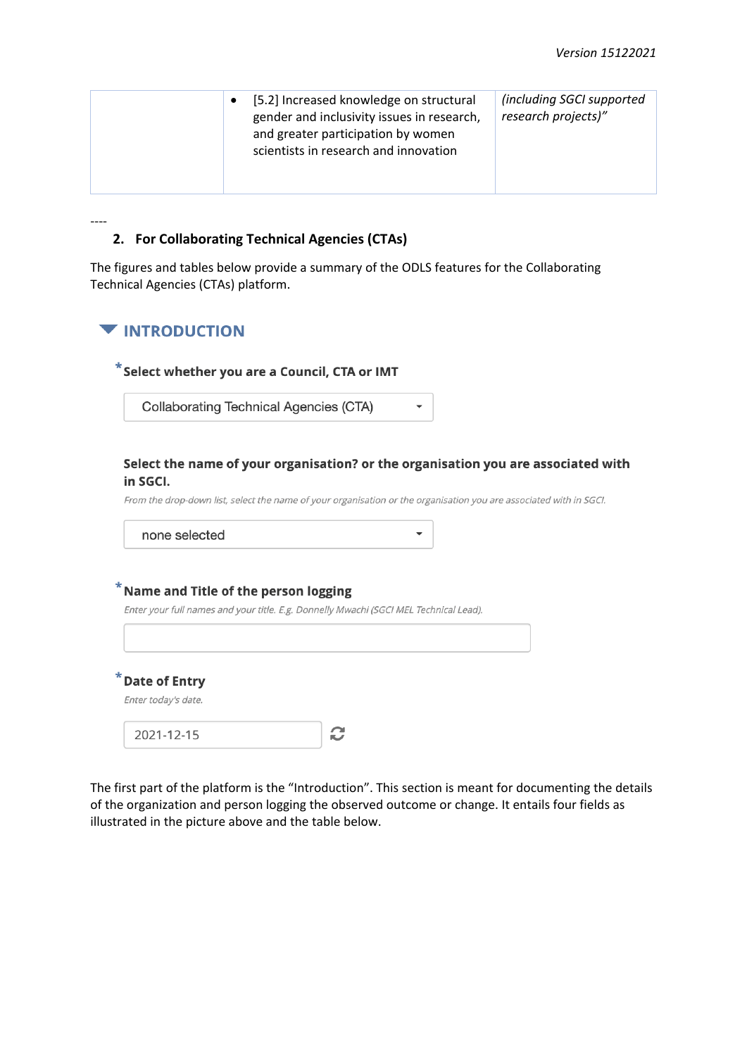| | • [5.2] Increased knowledge on structural gender and inclusivity issues in research, and greater participation by women scientists in research and innovation | *(including SGCI supported research projects)"* |
|---|---|---|

----

## 2. For Collaborating Technical Agencies (CTAs)

The figures and tables below provide a summary of the ODLS features for the Collaborating Technical Agencies (CTAs) platform.

### INTRODUCTION

**\*Select whether you are a Council, CTA or IMT**

Collaborating Technical Agencies (CTA)

**Select the name of your organisation? or the organisation you are associated with in SGCI.**

*From the drop-down list, select the name of your organisation or the organisation you are associated with in SGCI.*

none selected

**\*Name and Title of the person logging**

*Enter your full names and your title. E.g. Donnelly Mwachi (SGCI MEL Technical Lead).*

**\*Date of Entry**

*Enter today's date.*

2021-12-15

The first part of the platform is the "Introduction". This section is meant for documenting the details of the organization and person logging the observed outcome or change. It entails four fields as illustrated in the picture above and the table below.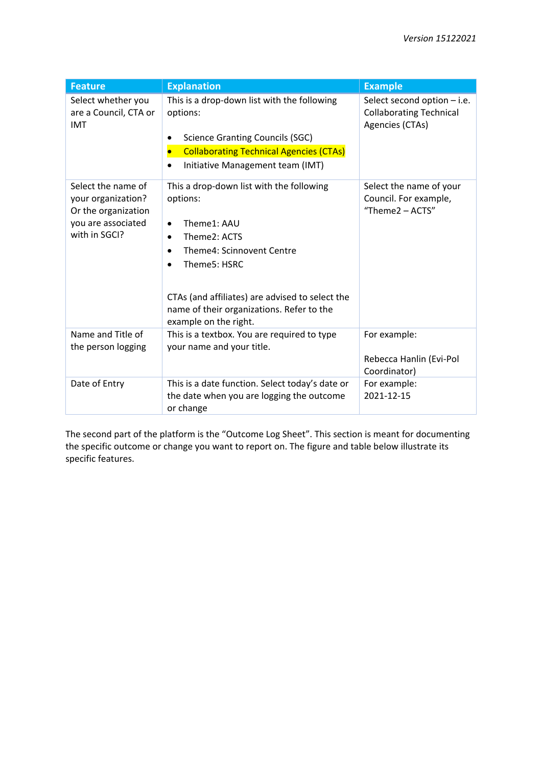| Feature | Explanation | Example |
|---|---|---|
| Select whether you are a Council, CTA or IMT | This is a drop-down list with the following options:<br><br>• Science Granting Councils (SGC)<br>• Collaborating Technical Agencies (CTAs)<br>• Initiative Management team (IMT) | Select second option – i.e. Collaborating Technical Agencies (CTAs) |
| Select the name of your organization? Or the organization you are associated with in SGCI? | This a drop-down list with the following options:<br><br>• Theme1: AAU<br>• Theme2: ACTS<br>• Theme4: Scinnovent Centre<br>• Theme5: HSRC<br><br>CTAs (and affiliates) are advised to select the name of their organizations. Refer to the example on the right. | Select the name of your Council. For example, "Theme2 – ACTS" |
| Name and Title of the person logging | This is a textbox. You are required to type your name and your title. | For example:<br><br>Rebecca Hanlin (Evi-Pol Coordinator) |
| Date of Entry | This is a date function. Select today's date or the date when you are logging the outcome or change | For example:<br>2021-12-15 |

The second part of the platform is the "Outcome Log Sheet". This section is meant for documenting the specific outcome or change you want to report on. The figure and table below illustrate its specific features.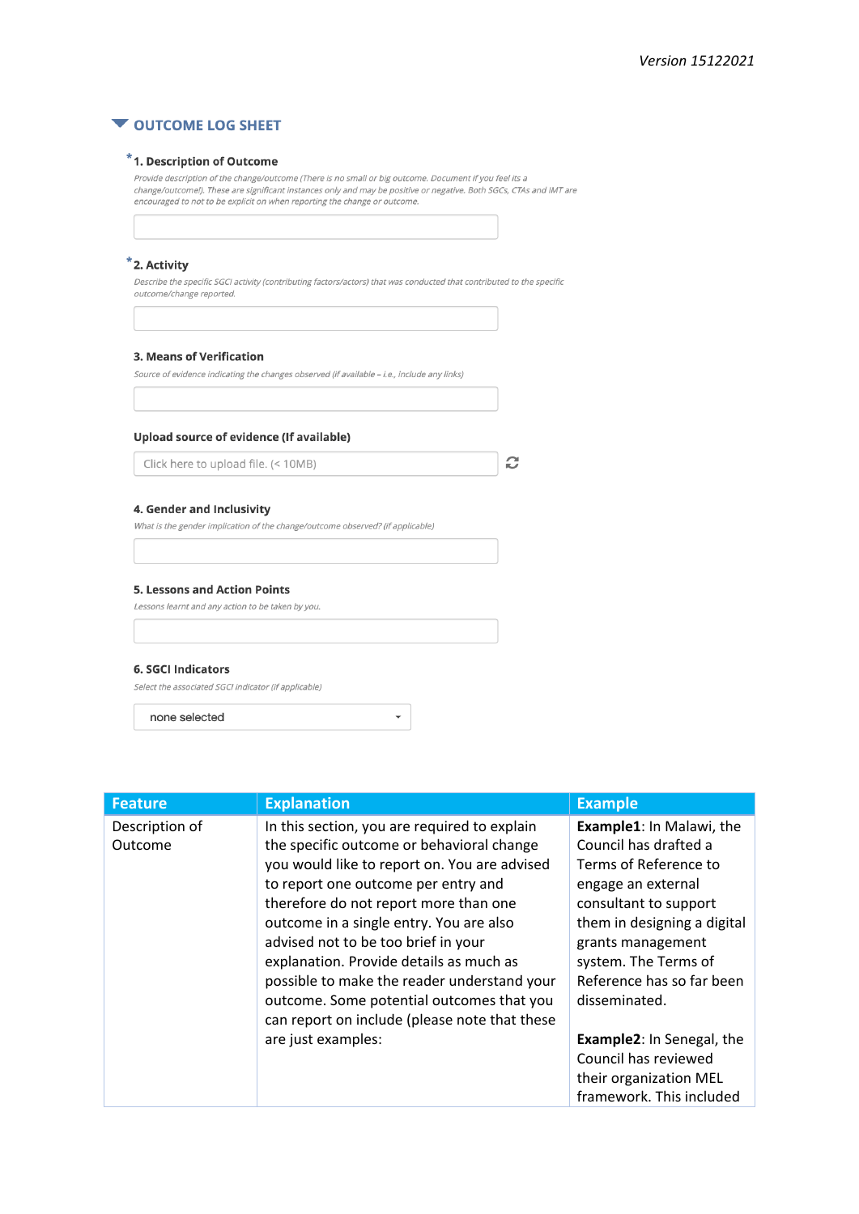Version 15122021

## OUTCOME LOG SHEET

*1. Description of Outcome

*Provide description of the change/outcome (There is no small or big outcome. Document if you feel its a change/outcome!). These are significant instances only and may be positive or negative. Both SGCs, CTAs and IMT are encouraged to not to be explicit on when reporting the change or outcome.*

*2. Activity

*Describe the specific SGCI activity (contributing factors/actors) that was conducted that contributed to the specific outcome/change reported.*

**3. Means of Verification**

*Source of evidence indicating the changes observed (if available – i.e., include any links)*

**Upload source of evidence (If available)**

Click here to upload file. (< 10MB)

**4. Gender and Inclusivity**

*What is the gender implication of the change/outcome observed? (if applicable)*

**5. Lessons and Action Points**

*Lessons learnt and any action to be taken by you.*

**6. SGCI Indicators**

*Select the associated SGCI indicator (if applicable)*

none selected

| Feature | Explanation | Example |
|---|---|---|
| Description of Outcome | In this section, you are required to explain the specific outcome or behavioral change you would like to report on. You are advised to report one outcome per entry and therefore do not report more than one outcome in a single entry. You are also advised not to be too brief in your explanation. Provide details as much as possible to make the reader understand your outcome. Some potential outcomes that you can report on include (please note that these are just examples: | **Example1**: In Malawi, the Council has drafted a Terms of Reference to engage an external consultant to support them in designing a digital grants management system. The Terms of Reference has so far been disseminated.<br><br>**Example2**: In Senegal, the Council has reviewed their organization MEL framework. This included |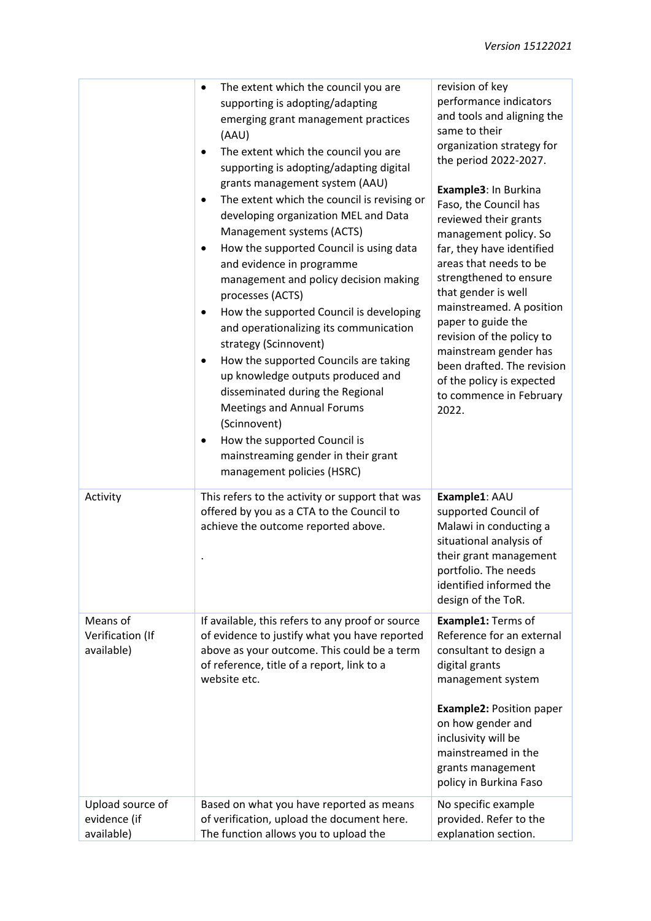| | | |
|---|---|---|
| | • The extent which the council you are supporting is adopting/adapting emerging grant management practices (AAU)<br>• The extent which the council you are supporting is adopting/adapting digital grants management system (AAU)<br>• The extent which the council is revising or developing organization MEL and Data Management systems (ACTS)<br>• How the supported Council is using data and evidence in programme management and policy decision making processes (ACTS)<br>• How the supported Council is developing and operationalizing its communication strategy (Scinnovent)<br>• How the supported Councils are taking up knowledge outputs produced and disseminated during the Regional Meetings and Annual Forums (Scinnovent)<br>• How the supported Council is mainstreaming gender in their grant management policies (HSRC) | revision of key performance indicators and tools and aligning the same to their organization strategy for the period 2022-2027.<br><br>**Example3**: In Burkina Faso, the Council has reviewed their grants management policy. So far, they have identified areas that needs to be strengthened to ensure that gender is well mainstreamed. A position paper to guide the revision of the policy to mainstream gender has been drafted. The revision of the policy is expected to commence in February 2022. |
| Activity | This refers to the activity or support that was offered by you as a CTA to the Council to achieve the outcome reported above.<br><br>. | **Example1**: AAU supported Council of Malawi in conducting a situational analysis of their grant management portfolio. The needs identified informed the design of the ToR. |
| Means of Verification (If available) | If available, this refers to any proof or source of evidence to justify what you have reported above as your outcome. This could be a term of reference, title of a report, link to a website etc. | **Example1:** Terms of Reference for an external consultant to design a digital grants management system<br><br>**Example2:** Position paper on how gender and inclusivity will be mainstreamed in the grants management policy in Burkina Faso |
| Upload source of evidence (if available) | Based on what you have reported as means of verification, upload the document here. The function allows you to upload the | No specific example provided. Refer to the explanation section. |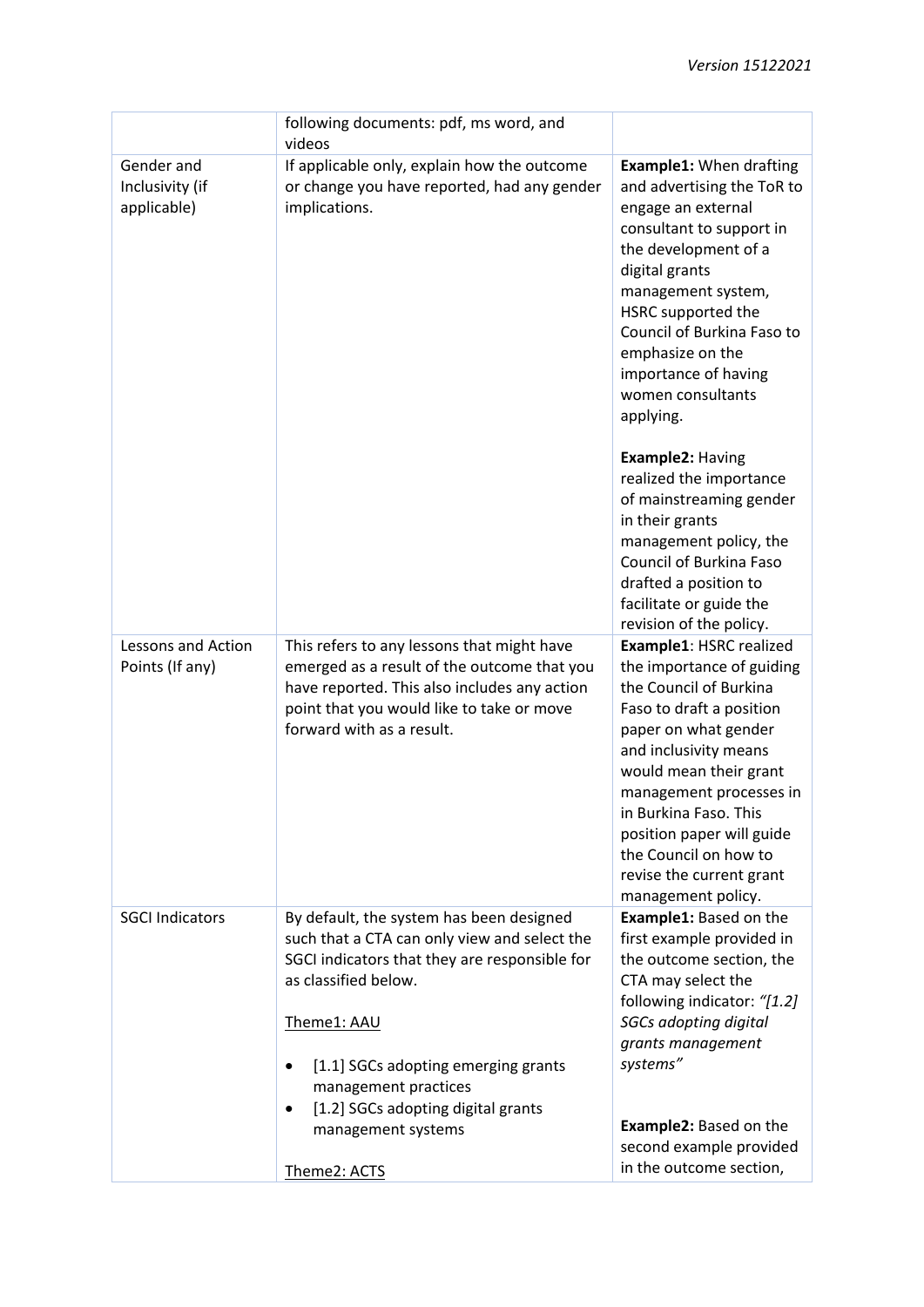| | following documents: pdf, ms word, and videos | |
|---|---|---|
| Gender and Inclusivity (if applicable) | If applicable only, explain how the outcome or change you have reported, had any gender implications. | **Example1:** When drafting and advertising the ToR to engage an external consultant to support in the development of a digital grants management system, HSRC supported the Council of Burkina Faso to emphasize on the importance of having women consultants applying.<br><br>**Example2:** Having realized the importance of mainstreaming gender in their grants management policy, the Council of Burkina Faso drafted a position to facilitate or guide the revision of the policy. |
| Lessons and Action Points (If any) | This refers to any lessons that might have emerged as a result of the outcome that you have reported. This also includes any action point that you would like to take or move forward with as a result. | **Example1**: HSRC realized the importance of guiding the Council of Burkina Faso to draft a position paper on what gender and inclusivity means would mean their grant management processes in in Burkina Faso. This position paper will guide the Council on how to revise the current grant management policy. |
| SGCI Indicators | By default, the system has been designed such that a CTA can only view and select the SGCI indicators that they are responsible for as classified below.<br><br><u>Theme1: AAU</u><br><br>• [1.1] SGCs adopting emerging grants management practices<br>• [1.2] SGCs adopting digital grants management systems<br><br><u>Theme2: ACTS</u> | **Example1:** Based on the first example provided in the outcome section, the CTA may select the following indicator: *"[1.2] SGCs adopting digital grants management systems"*<br><br>**Example2:** Based on the second example provided in the outcome section, |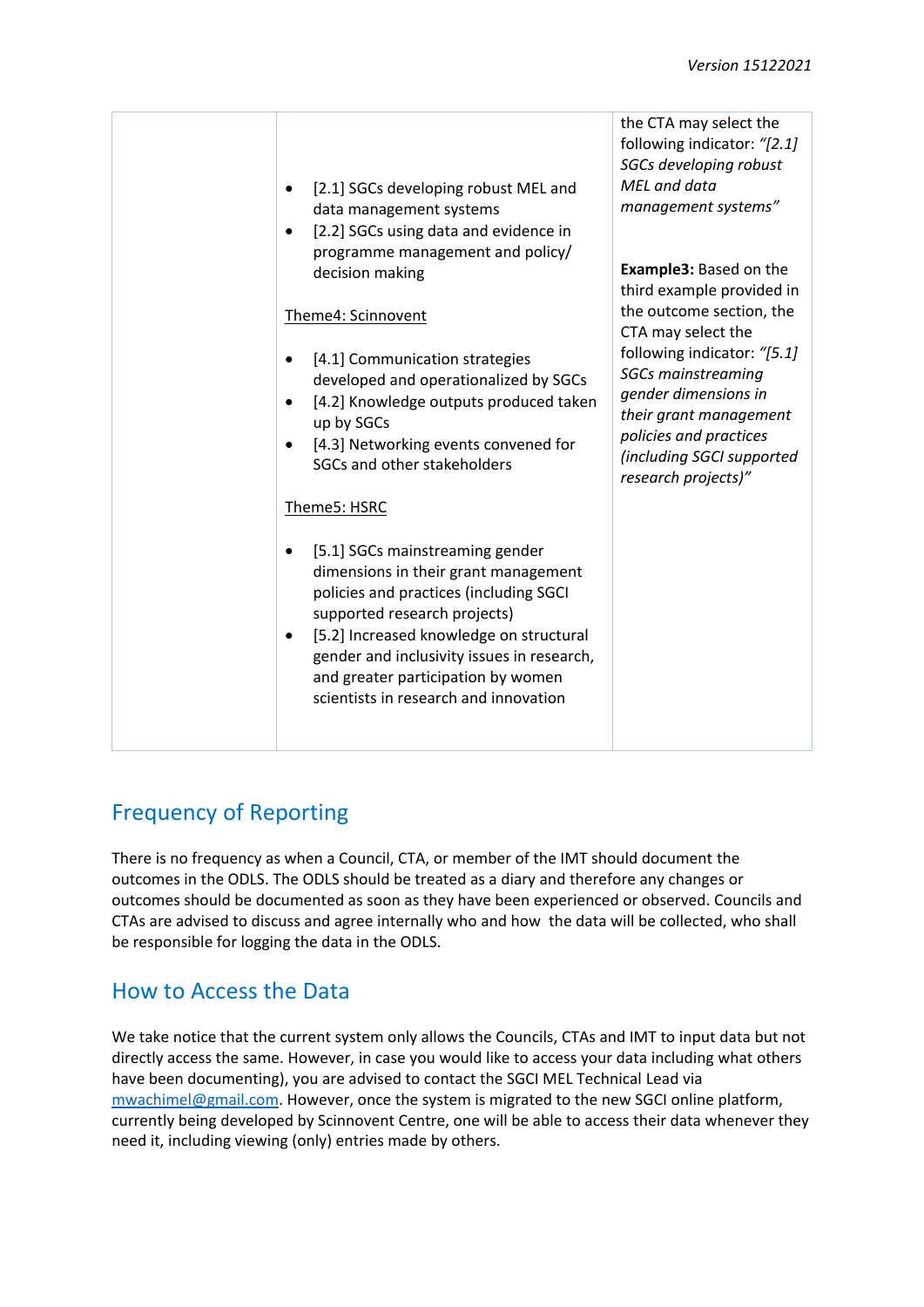| | | |
|---|---|---|
| | • [2.1] SGCs developing robust MEL and data management systems<br>• [2.2] SGCs using data and evidence in programme management and policy/ decision making<br><br><u>Theme4: Scinnovent</u><br><br>• [4.1] Communication strategies developed and operationalized by SGCs<br>• [4.2] Knowledge outputs produced taken up by SGCs<br>• [4.3] Networking events convened for SGCs and other stakeholders<br><br><u>Theme5: HSRC</u><br><br>• [5.1] SGCs mainstreaming gender dimensions in their grant management policies and practices (including SGCI supported research projects)<br>• [5.2] Increased knowledge on structural gender and inclusivity issues in research, and greater participation by women scientists in research and innovation | the CTA may select the following indicator: *"[2.1] SGCs developing robust MEL and data management systems"*<br><br>**Example3:** Based on the third example provided in the outcome section, the CTA may select the following indicator: *"[5.1] SGCs mainstreaming gender dimensions in their grant management policies and practices (including SGCI supported research projects)"* |

## Frequency of Reporting

There is no frequency as when a Council, CTA, or member of the IMT should document the outcomes in the ODLS. The ODLS should be treated as a diary and therefore any changes or outcomes should be documented as soon as they have been experienced or observed. Councils and CTAs are advised to discuss and agree internally who and how the data will be collected, who shall be responsible for logging the data in the ODLS.

## How to Access the Data

We take notice that the current system only allows the Councils, CTAs and IMT to input data but not directly access the same. However, in case you would like to access your data including what others have been documenting), you are advised to contact the SGCI MEL Technical Lead via mwachimel@gmail.com. However, once the system is migrated to the new SGCI online platform, currently being developed by Scinnovent Centre, one will be able to access their data whenever they need it, including viewing (only) entries made by others.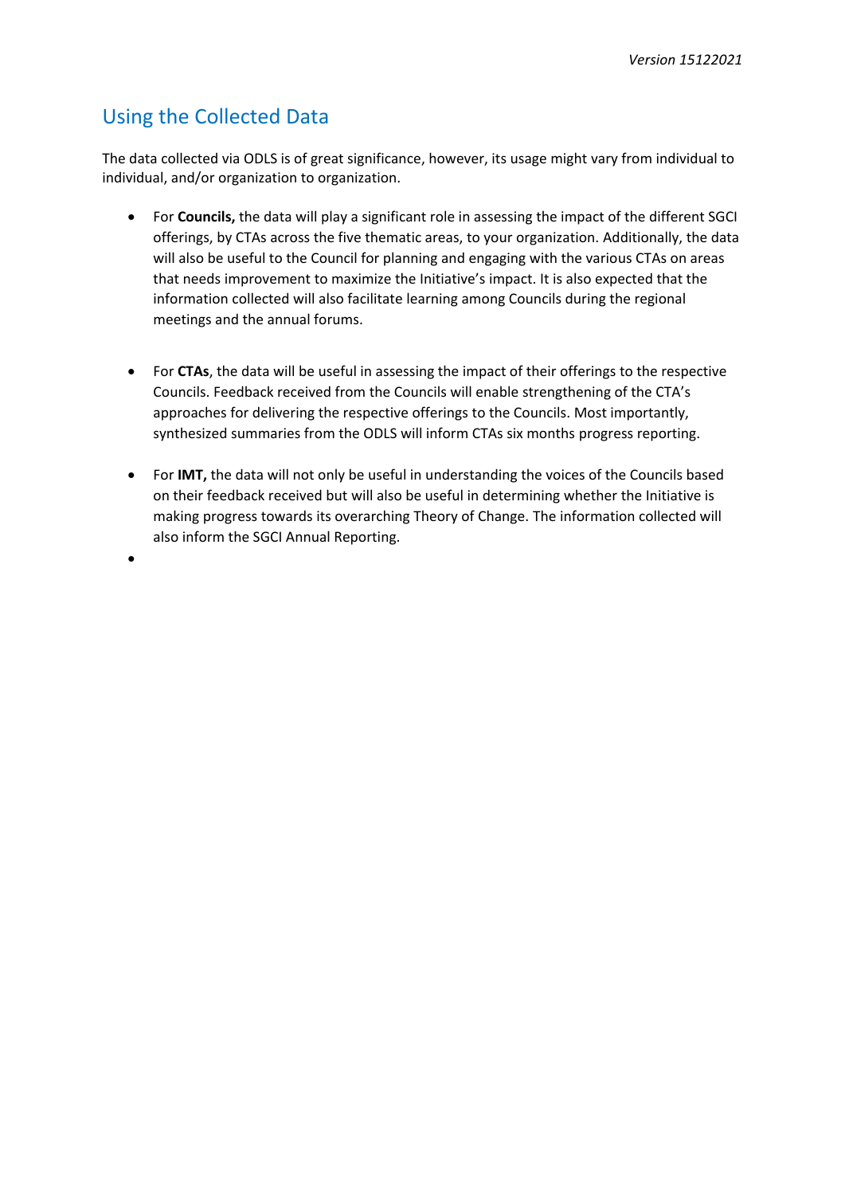## Using the Collected Data

The data collected via ODLS is of great significance, however, its usage might vary from individual to individual, and/or organization to organization.

- For **Councils,** the data will play a significant role in assessing the impact of the different SGCI offerings, by CTAs across the five thematic areas, to your organization. Additionally, the data will also be useful to the Council for planning and engaging with the various CTAs on areas that needs improvement to maximize the Initiative's impact. It is also expected that the information collected will also facilitate learning among Councils during the regional meetings and the annual forums.

- For **CTAs**, the data will be useful in assessing the impact of their offerings to the respective Councils. Feedback received from the Councils will enable strengthening of the CTA's approaches for delivering the respective offerings to the Councils. Most importantly, synthesized summaries from the ODLS will inform CTAs six months progress reporting.

- For **IMT,** the data will not only be useful in understanding the voices of the Councils based on their feedback received but will also be useful in determining whether the Initiative is making progress towards its overarching Theory of Change. The information collected will also inform the SGCI Annual Reporting.